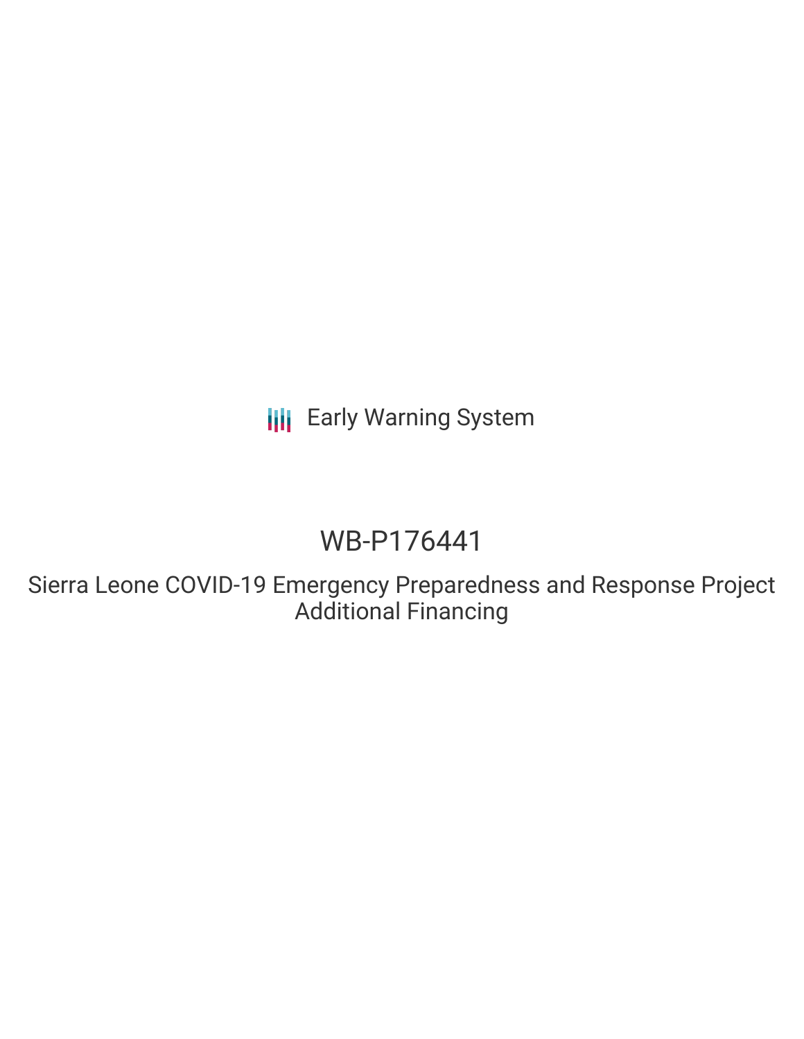Early Warning System

# WB-P176441

## Sierra Leone COVID-19 Emergency Preparedness and Response Project Additional Financing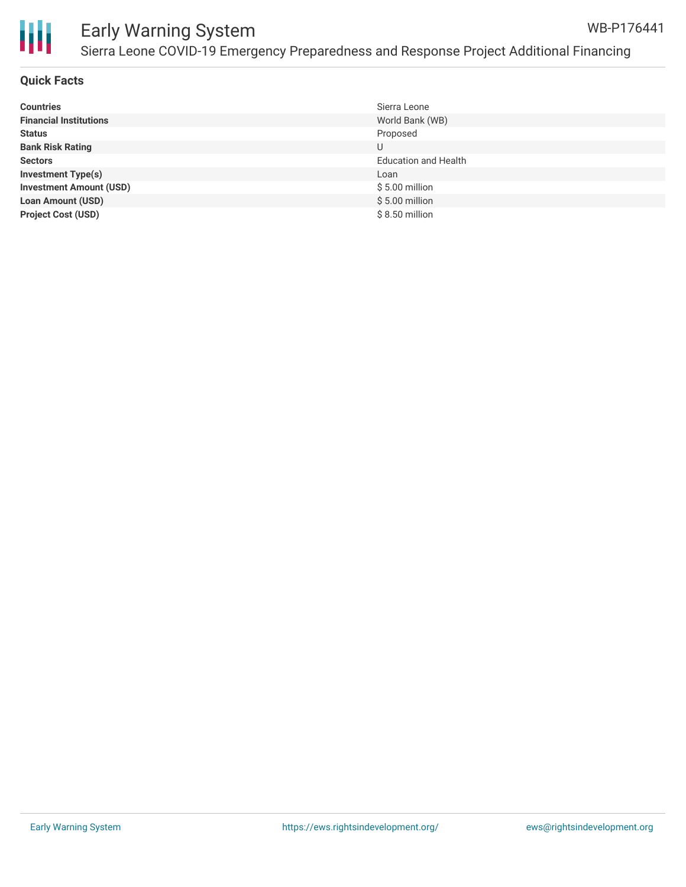## Quick Facts

| | |
|---|---|
| **Countries** | Sierra Leone |
| **Financial Institutions** | World Bank (WB) |
| **Status** | Proposed |
| **Bank Risk Rating** | U |
| **Sectors** | Education and Health |
| **Investment Type(s)** | Loan |
| **Investment Amount (USD)** | $ 5.00 million |
| **Loan Amount (USD)** | $ 5.00 million |
| **Project Cost (USD)** | $ 8.50 million |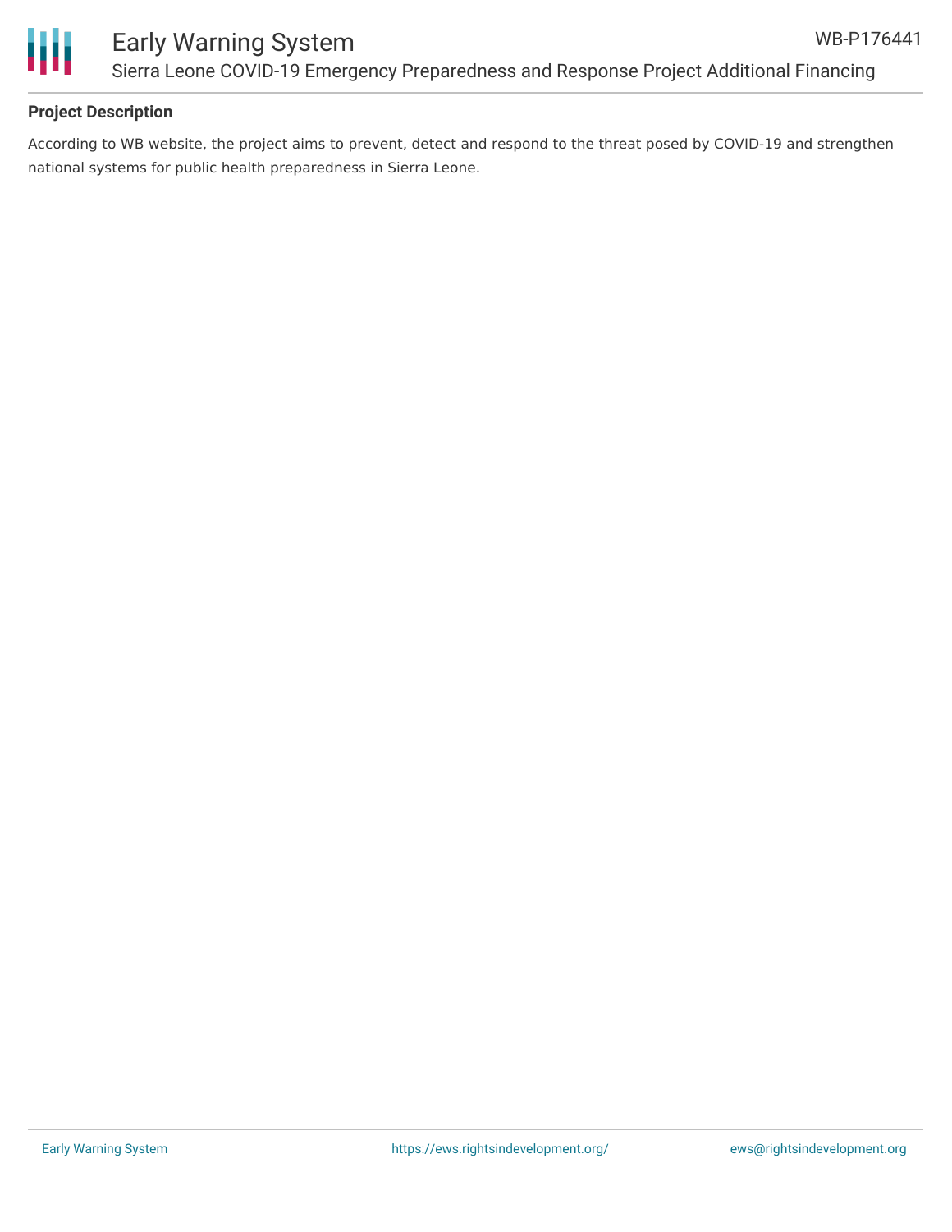**Project Description**

According to WB website, the project aims to prevent, detect and respond to the threat posed by COVID-19 and strengthen national systems for public health preparedness in Sierra Leone.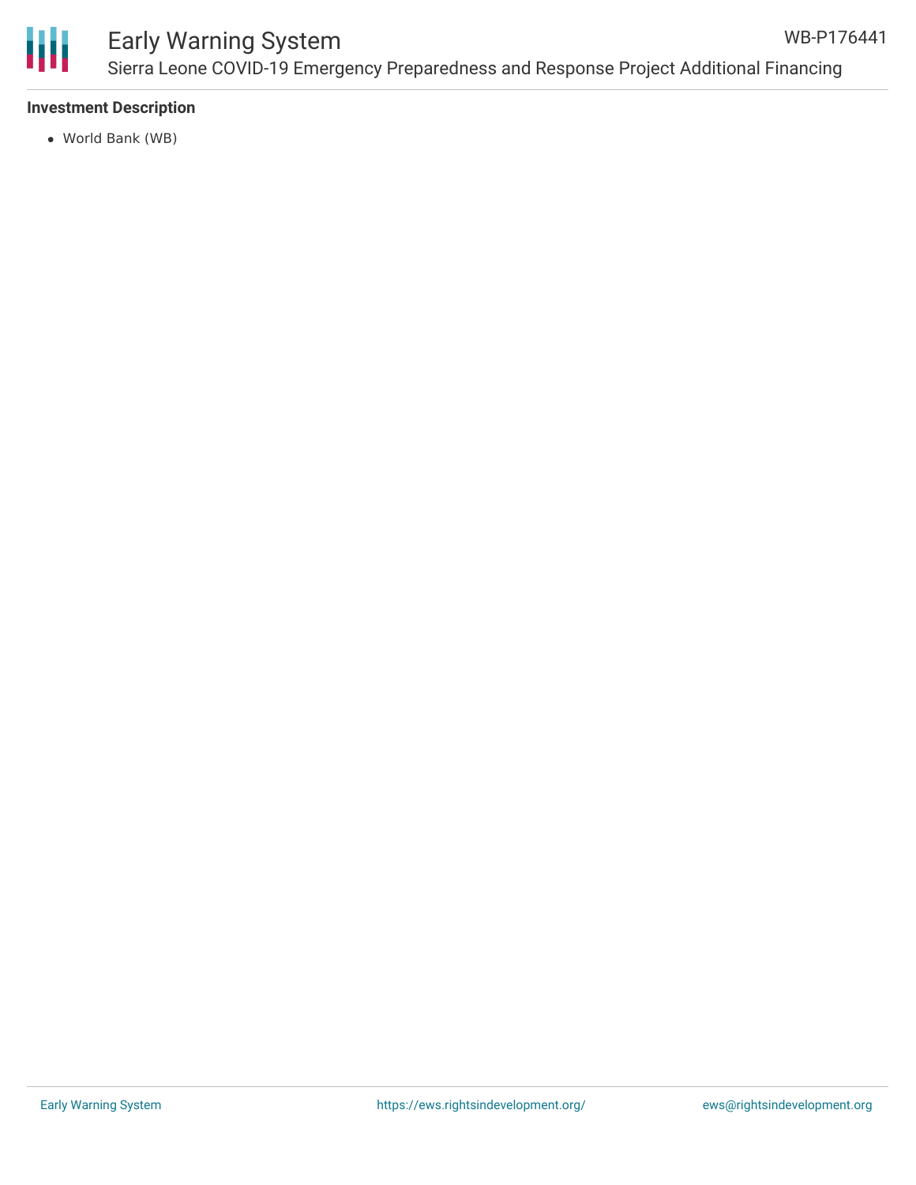**Investment Description**

- World Bank (WB)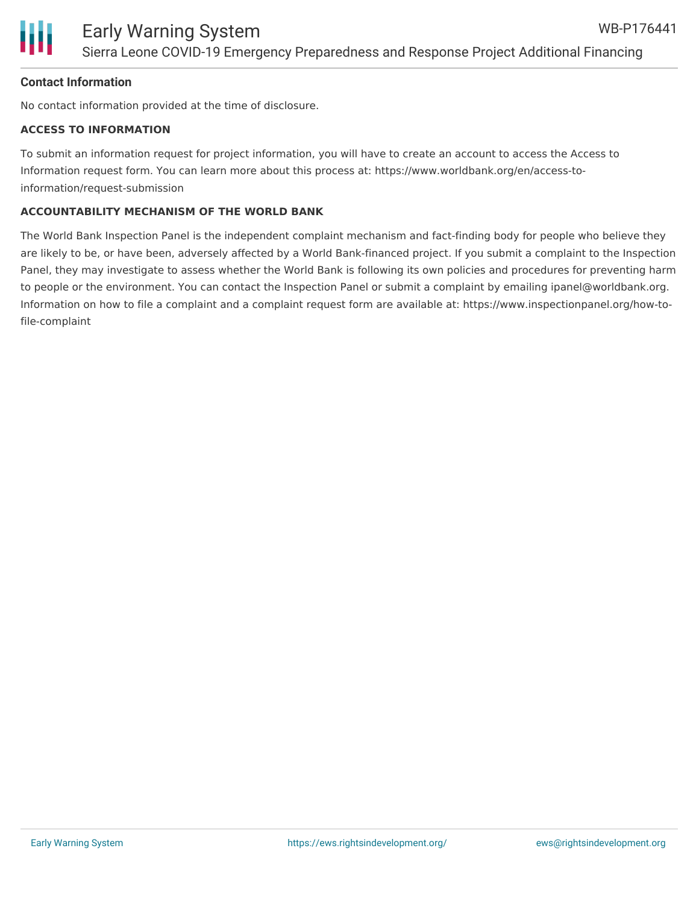### Contact Information

No contact information provided at the time of disclosure.

#### ACCESS TO INFORMATION

To submit an information request for project information, you will have to create an account to access the Access to Information request form. You can learn more about this process at: https://www.worldbank.org/en/access-to-information/request-submission

#### ACCOUNTABILITY MECHANISM OF THE WORLD BANK

The World Bank Inspection Panel is the independent complaint mechanism and fact-finding body for people who believe they are likely to be, or have been, adversely affected by a World Bank-financed project. If you submit a complaint to the Inspection Panel, they may investigate to assess whether the World Bank is following its own policies and procedures for preventing harm to people or the environment. You can contact the Inspection Panel or submit a complaint by emailing ipanel@worldbank.org. Information on how to file a complaint and a complaint request form are available at: https://www.inspectionpanel.org/how-to-file-complaint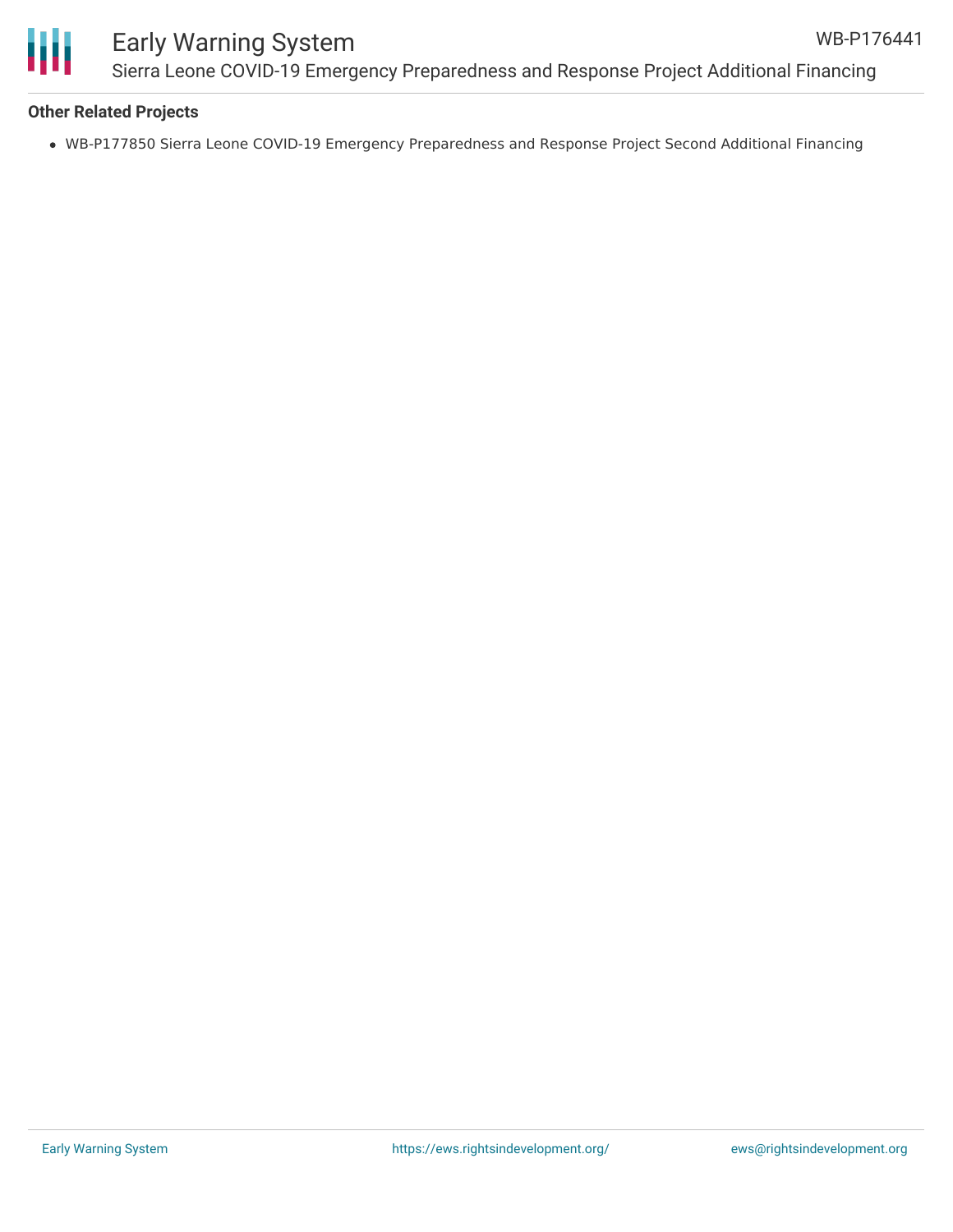**Other Related Projects**

- WB-P177850 Sierra Leone COVID-19 Emergency Preparedness and Response Project Second Additional Financing